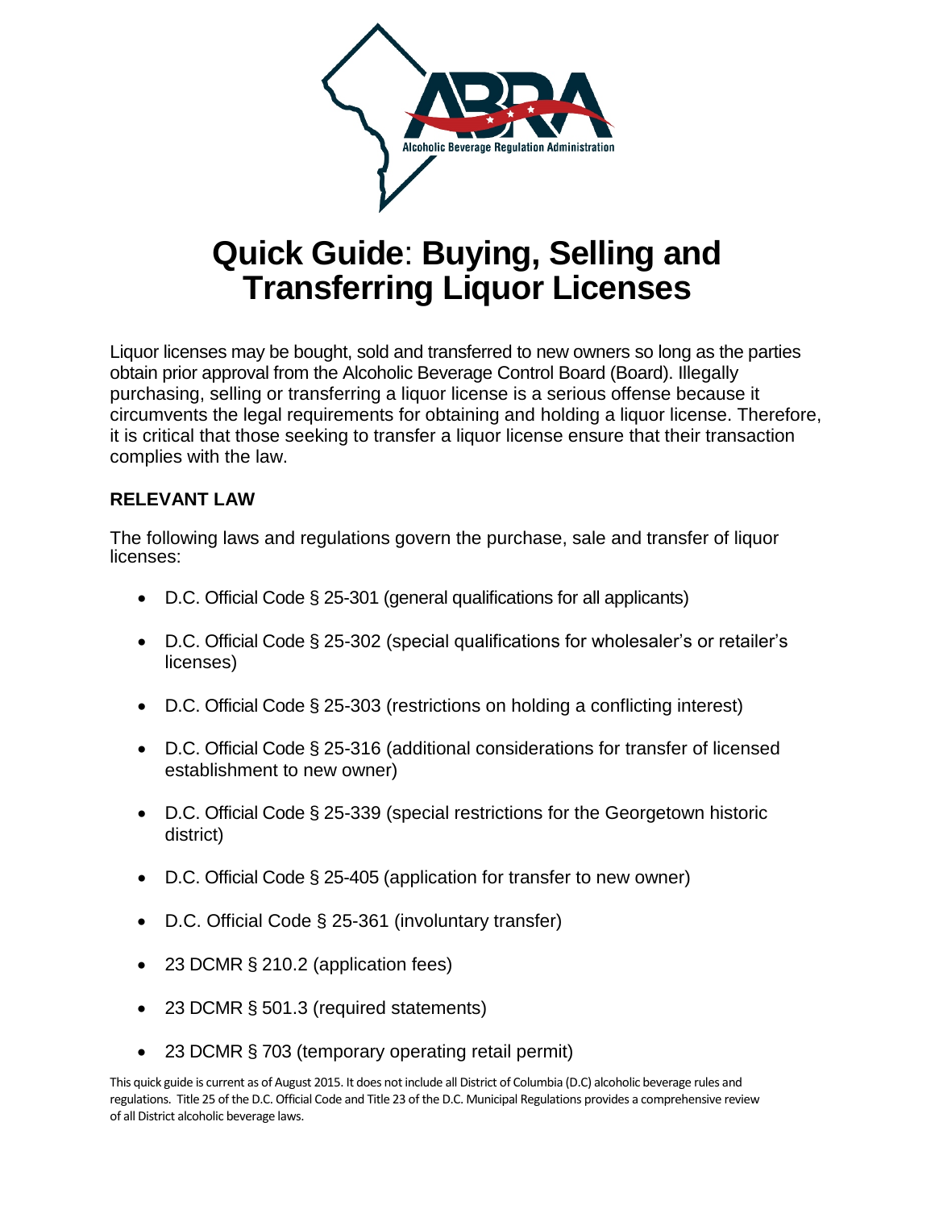# Quick Guide: Buying, Selling and Transferring Liquor Licenses

Liquor licenses may be bought, sold and transferred to new owners so long as the parties obtain prior approval from the Alcoholic Beverage Control Board (Board). Illegally purchasing, selling or transferring a liquor license is a serious offense because it circumvents the legal requirements for obtaining and holding a liquor license. Therefore, it is critical that those seeking to transfer a liquor license ensure that their transaction complies with the law.

## RELEVANT LAW

The following laws and regulations govern the purchase, sale and transfer of liquor licenses:

- D.C. Official Code § 25-301 (general qualifications for all applicants)
- D.C. Official Code § 25-302 (special qualifications for wholesaler's or retailer's licenses)
- D.C. Official Code § 25-303 (restrictions on holding a conflicting interest)
- D.C. Official Code § 25-316 (additional considerations for transfer of licensed establishment to new owner)
- D.C. Official Code § 25-339 (special restrictions for the Georgetown historic district)
- D.C. Official Code § 25-405 (application for transfer to new owner)
- D.C. Official Code § 25-361 (involuntary transfer)
- 23 DCMR § 210.2 (application fees)
- 23 DCMR § 501.3 (required statements)
- 23 DCMR § 703 (temporary operating retail permit)

This quick guide is current as of August 2015. It does not include all District of Columbia (D.C) alcoholic beverage rules and regulations. Title 25 of the D.C. Official Code and Title 23 of the D.C. Municipal Regulations provides a comprehensive review of all District alcoholic beverage laws.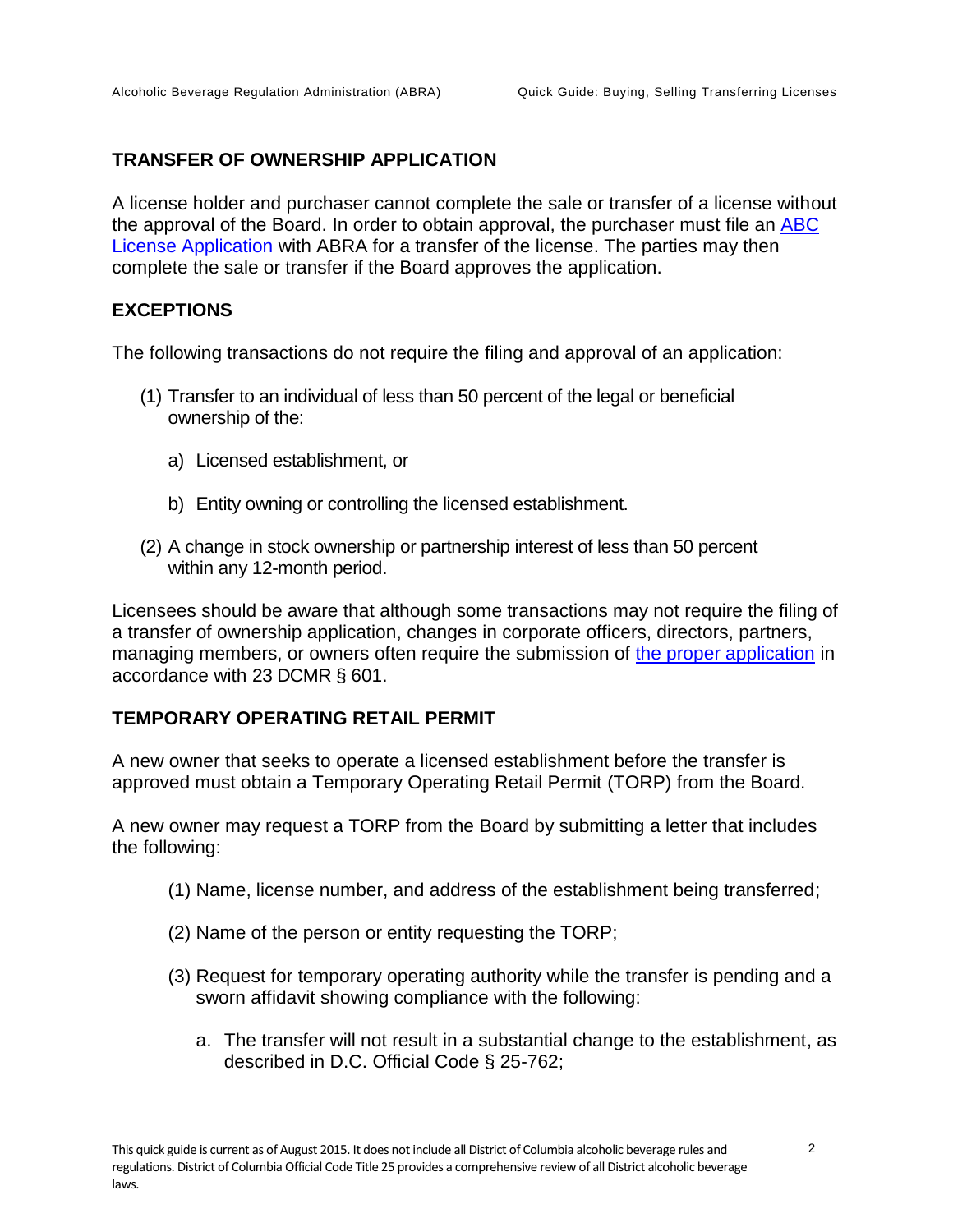## TRANSFER OF OWNERSHIP APPLICATION

A license holder and purchaser cannot complete the sale or transfer of a license without the approval of the Board. In order to obtain approval, the purchaser must file an ABC License Application with ABRA for a transfer of the license. The parties may then complete the sale or transfer if the Board approves the application.

## EXCEPTIONS

The following transactions do not require the filing and approval of an application:

(1) Transfer to an individual of less than 50 percent of the legal or beneficial ownership of the:

   a) Licensed establishment, or

   b) Entity owning or controlling the licensed establishment.

(2) A change in stock ownership or partnership interest of less than 50 percent within any 12-month period.

Licensees should be aware that although some transactions may not require the filing of a transfer of ownership application, changes in corporate officers, directors, partners, managing members, or owners often require the submission of the proper application in accordance with 23 DCMR § 601.

## TEMPORARY OPERATING RETAIL PERMIT

A new owner that seeks to operate a licensed establishment before the transfer is approved must obtain a Temporary Operating Retail Permit (TORP) from the Board.

A new owner may request a TORP from the Board by submitting a letter that includes the following:

(1) Name, license number, and address of the establishment being transferred;

(2) Name of the person or entity requesting the TORP;

(3) Request for temporary operating authority while the transfer is pending and a sworn affidavit showing compliance with the following:

   a. The transfer will not result in a substantial change to the establishment, as described in D.C. Official Code § 25-762;

This quick guide is current as of August 2015. It does not include all District of Columbia alcoholic beverage rules and regulations. District of Columbia Official Code Title 25 provides a comprehensive review of all District alcoholic beverage laws.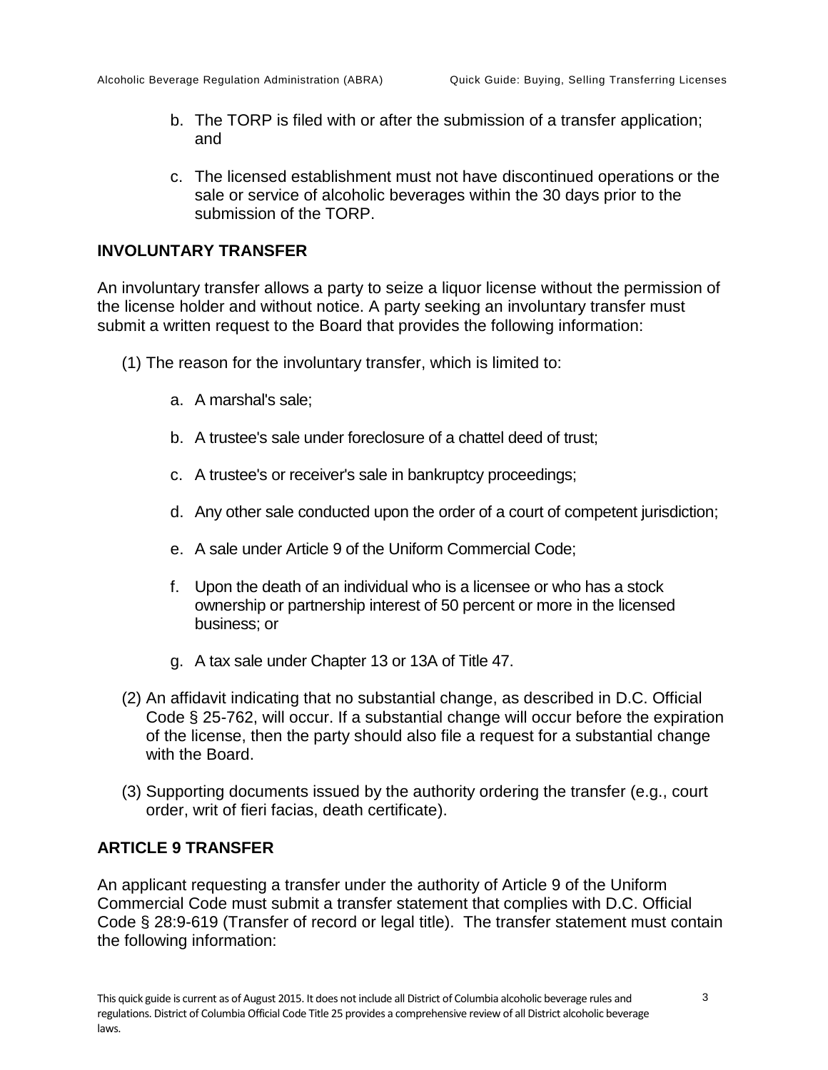b. The TORP is filed with or after the submission of a transfer application; and

c. The licensed establishment must not have discontinued operations or the sale or service of alcoholic beverages within the 30 days prior to the submission of the TORP.

**INVOLUNTARY TRANSFER**

An involuntary transfer allows a party to seize a liquor license without the permission of the license holder and without notice. A party seeking an involuntary transfer must submit a written request to the Board that provides the following information:

(1) The reason for the involuntary transfer, which is limited to:

   a. A marshal's sale;

   b. A trustee's sale under foreclosure of a chattel deed of trust;

   c. A trustee's or receiver's sale in bankruptcy proceedings;

   d. Any other sale conducted upon the order of a court of competent jurisdiction;

   e. A sale under Article 9 of the Uniform Commercial Code;

   f. Upon the death of an individual who is a licensee or who has a stock ownership or partnership interest of 50 percent or more in the licensed business; or

   g. A tax sale under Chapter 13 or 13A of Title 47.

(2) An affidavit indicating that no substantial change, as described in D.C. Official Code § 25-762, will occur. If a substantial change will occur before the expiration of the license, then the party should also file a request for a substantial change with the Board.

(3) Supporting documents issued by the authority ordering the transfer (e.g., court order, writ of fieri facias, death certificate).

**ARTICLE 9 TRANSFER**

An applicant requesting a transfer under the authority of Article 9 of the Uniform Commercial Code must submit a transfer statement that complies with D.C. Official Code § 28:9-619 (Transfer of record or legal title). The transfer statement must contain the following information: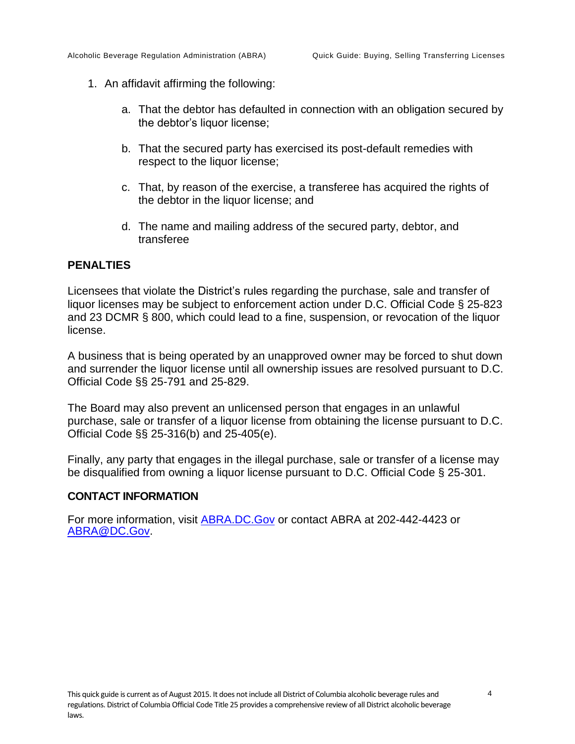1. An affidavit affirming the following:

    a. That the debtor has defaulted in connection with an obligation secured by the debtor's liquor license;

    b. That the secured party has exercised its post-default remedies with respect to the liquor license;

    c. That, by reason of the exercise, a transferee has acquired the rights of the debtor in the liquor license; and

    d. The name and mailing address of the secured party, debtor, and transferee

## PENALTIES

Licensees that violate the District's rules regarding the purchase, sale and transfer of liquor licenses may be subject to enforcement action under D.C. Official Code § 25-823 and 23 DCMR § 800, which could lead to a fine, suspension, or revocation of the liquor license.

A business that is being operated by an unapproved owner may be forced to shut down and surrender the liquor license until all ownership issues are resolved pursuant to D.C. Official Code §§ 25-791 and 25-829.

The Board may also prevent an unlicensed person that engages in an unlawful purchase, sale or transfer of a liquor license from obtaining the license pursuant to D.C. Official Code §§ 25-316(b) and 25-405(e).

Finally, any party that engages in the illegal purchase, sale or transfer of a license may be disqualified from owning a liquor license pursuant to D.C. Official Code § 25-301.

## CONTACT INFORMATION

For more information, visit [ABRA.DC.Gov](ABRA.DC.Gov) or contact ABRA at 202-442-4423 or [ABRA@DC.Gov](mailto:ABRA@DC.Gov).

This quick guide is current as of August 2015. It does not include all District of Columbia alcoholic beverage rules and regulations. District of Columbia Official Code Title 25 provides a comprehensive review of all District alcoholic beverage laws.